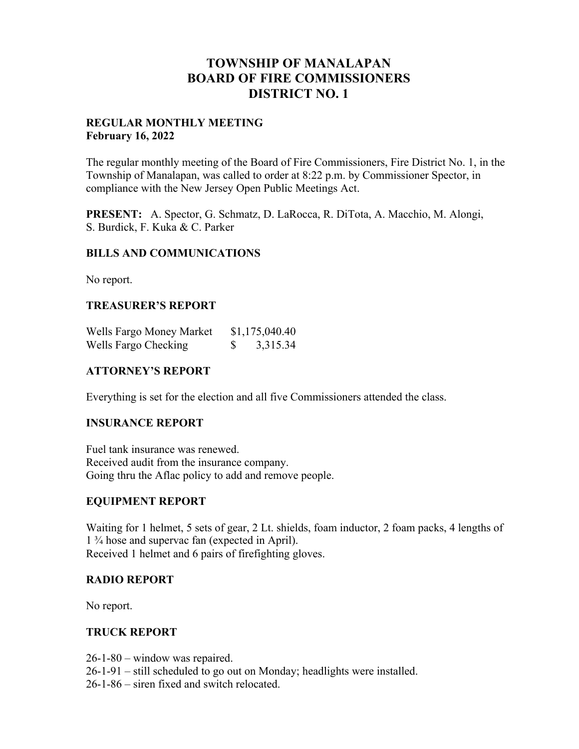# TOWNSHIP OF MANALAPAN
# BOARD OF FIRE COMMISSIONERS
# DISTRICT NO. 1

**REGULAR MONTHLY MEETING**
**February 16, 2022**

The regular monthly meeting of the Board of Fire Commissioners, Fire District No. 1, in the Township of Manalapan, was called to order at 8:22 p.m. by Commissioner Spector, in compliance with the New Jersey Open Public Meetings Act.

**PRESENT:** A. Spector, G. Schmatz, D. LaRocca, R. DiTota, A. Macchio, M. Alongi, S. Burdick, F. Kuka & C. Parker

## BILLS AND COMMUNICATIONS

No report.

## TREASURER'S REPORT

| | |
|---|---|
| Wells Fargo Money Market | $1,175,040.40 |
| Wells Fargo Checking | $ 3,315.34 |

## ATTORNEY'S REPORT

Everything is set for the election and all five Commissioners attended the class.

## INSURANCE REPORT

Fuel tank insurance was renewed.
Received audit from the insurance company.
Going thru the Aflac policy to add and remove people.

## EQUIPMENT REPORT

Waiting for 1 helmet, 5 sets of gear, 2 Lt. shields, foam inductor, 2 foam packs, 4 lengths of 1 ¾ hose and supervac fan (expected in April).
Received 1 helmet and 6 pairs of firefighting gloves.

## RADIO REPORT

No report.

## TRUCK REPORT

26-1-80 – window was repaired.
26-1-91 – still scheduled to go out on Monday; headlights were installed.
26-1-86 – siren fixed and switch relocated.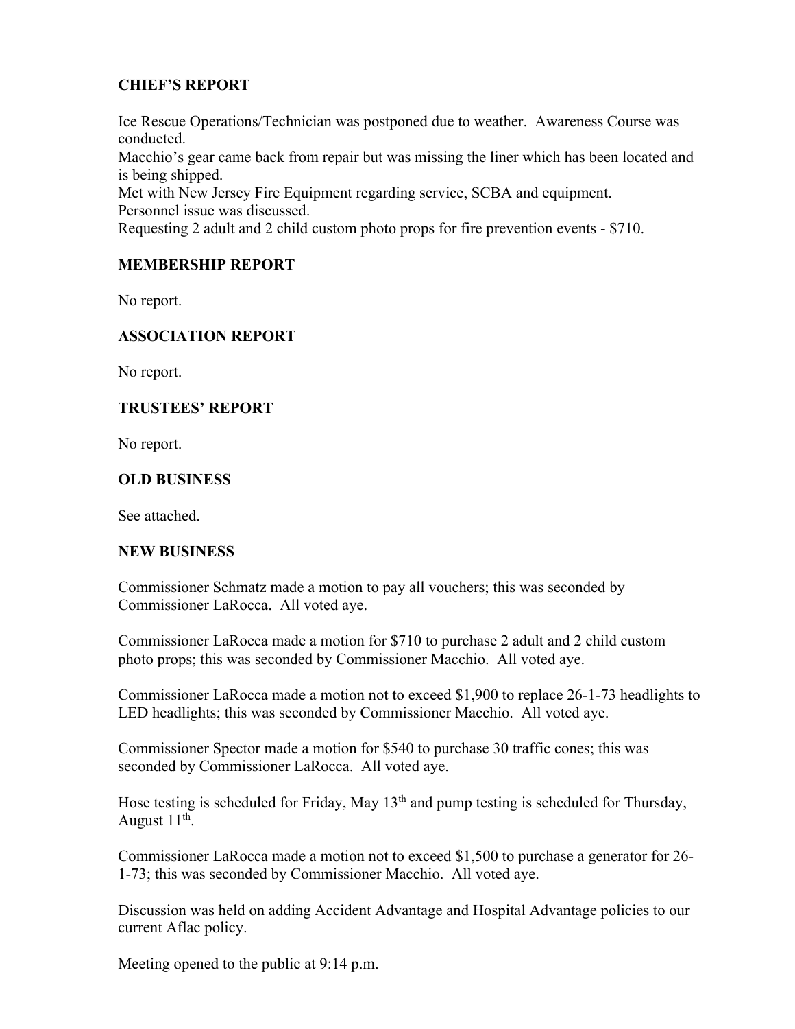## CHIEF'S REPORT

Ice Rescue Operations/Technician was postponed due to weather. Awareness Course was conducted.
Macchio's gear came back from repair but was missing the liner which has been located and is being shipped.
Met with New Jersey Fire Equipment regarding service, SCBA and equipment.
Personnel issue was discussed.
Requesting 2 adult and 2 child custom photo props for fire prevention events - $710.

## MEMBERSHIP REPORT

No report.

## ASSOCIATION REPORT

No report.

## TRUSTEES' REPORT

No report.

## OLD BUSINESS

See attached.

## NEW BUSINESS

Commissioner Schmatz made a motion to pay all vouchers; this was seconded by Commissioner LaRocca. All voted aye.

Commissioner LaRocca made a motion for $710 to purchase 2 adult and 2 child custom photo props; this was seconded by Commissioner Macchio. All voted aye.

Commissioner LaRocca made a motion not to exceed $1,900 to replace 26-1-73 headlights to LED headlights; this was seconded by Commissioner Macchio. All voted aye.

Commissioner Spector made a motion for $540 to purchase 30 traffic cones; this was seconded by Commissioner LaRocca. All voted aye.

Hose testing is scheduled for Friday, May 13th and pump testing is scheduled for Thursday, August 11th.

Commissioner LaRocca made a motion not to exceed $1,500 to purchase a generator for 26-1-73; this was seconded by Commissioner Macchio. All voted aye.

Discussion was held on adding Accident Advantage and Hospital Advantage policies to our current Aflac policy.

Meeting opened to the public at 9:14 p.m.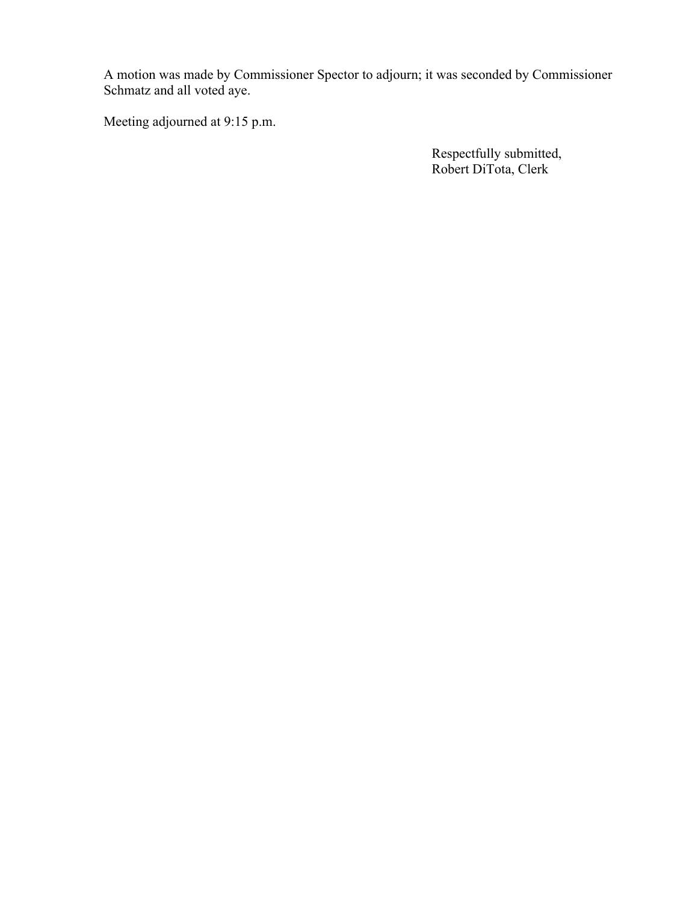A motion was made by Commissioner Spector to adjourn; it was seconded by Commissioner Schmatz and all voted aye.

Meeting adjourned at 9:15 p.m.

Respectfully submitted,
Robert DiTota, Clerk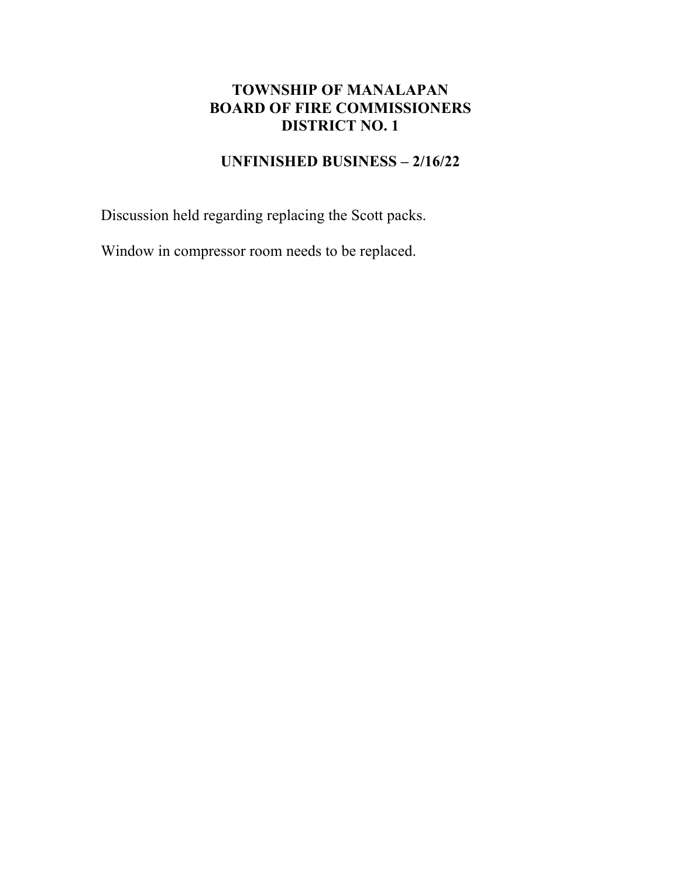# TOWNSHIP OF MANALAPAN
# BOARD OF FIRE COMMISSIONERS
# DISTRICT NO. 1

## UNFINISHED BUSINESS – 2/16/22

Discussion held regarding replacing the Scott packs.

Window in compressor room needs to be replaced.